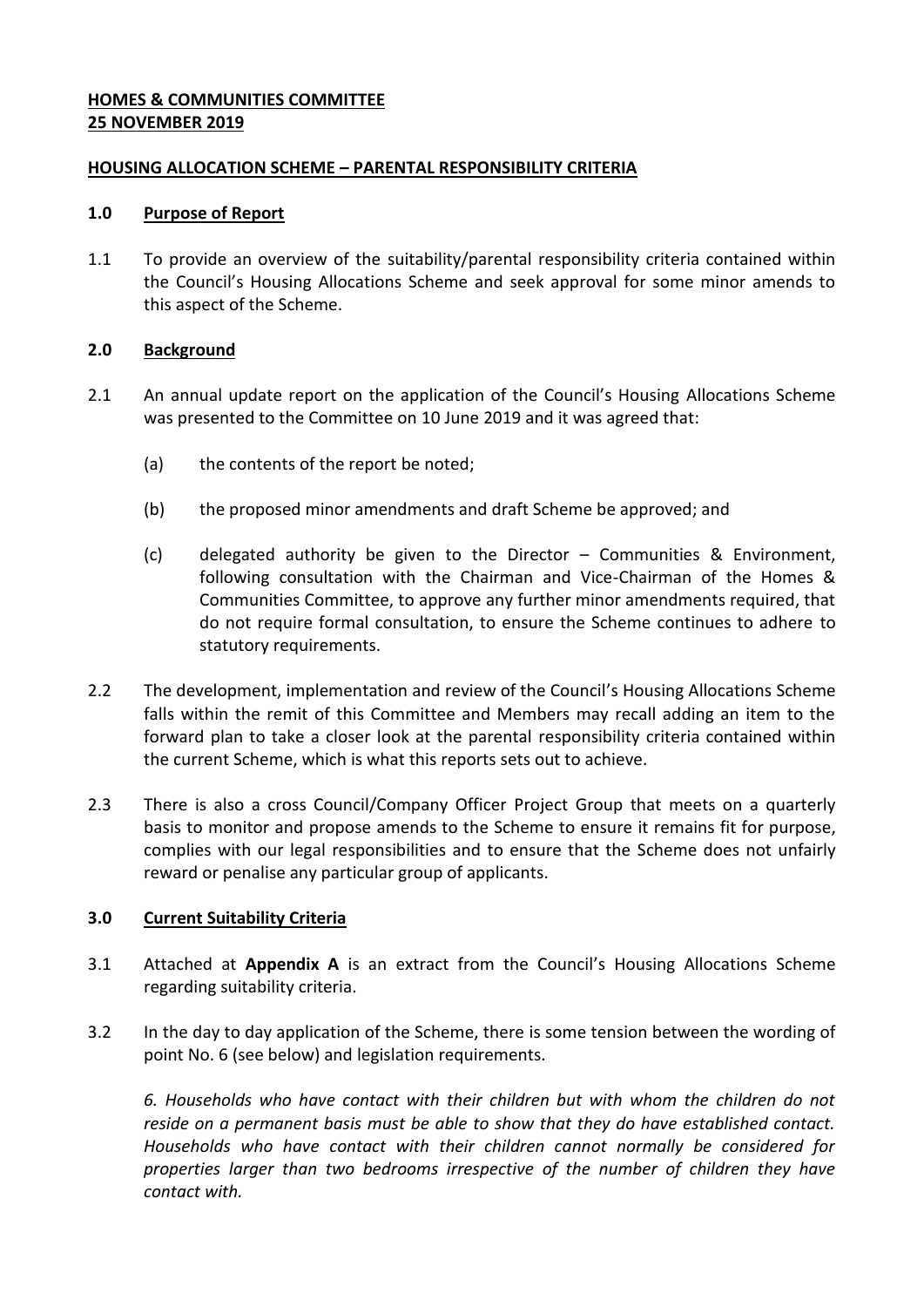**HOMES & COMMUNITIES COMMITTEE**
**25 NOVEMBER 2019**

**HOUSING ALLOCATION SCHEME – PARENTAL RESPONSIBILITY CRITERIA**

## 1.0 Purpose of Report

1.1 To provide an overview of the suitability/parental responsibility criteria contained within the Council's Housing Allocations Scheme and seek approval for some minor amends to this aspect of the Scheme.

## 2.0 Background

2.1 An annual update report on the application of the Council's Housing Allocations Scheme was presented to the Committee on 10 June 2019 and it was agreed that:

(a) the contents of the report be noted;

(b) the proposed minor amendments and draft Scheme be approved; and

(c) delegated authority be given to the Director – Communities & Environment, following consultation with the Chairman and Vice-Chairman of the Homes & Communities Committee, to approve any further minor amendments required, that do not require formal consultation, to ensure the Scheme continues to adhere to statutory requirements.

2.2 The development, implementation and review of the Council's Housing Allocations Scheme falls within the remit of this Committee and Members may recall adding an item to the forward plan to take a closer look at the parental responsibility criteria contained within the current Scheme, which is what this reports sets out to achieve.

2.3 There is also a cross Council/Company Officer Project Group that meets on a quarterly basis to monitor and propose amends to the Scheme to ensure it remains fit for purpose, complies with our legal responsibilities and to ensure that the Scheme does not unfairly reward or penalise any particular group of applicants.

## 3.0 Current Suitability Criteria

3.1 Attached at **Appendix A** is an extract from the Council's Housing Allocations Scheme regarding suitability criteria.

3.2 In the day to day application of the Scheme, there is some tension between the wording of point No. 6 (see below) and legislation requirements.

*6. Households who have contact with their children but with whom the children do not reside on a permanent basis must be able to show that they do have established contact. Households who have contact with their children cannot normally be considered for properties larger than two bedrooms irrespective of the number of children they have contact with.*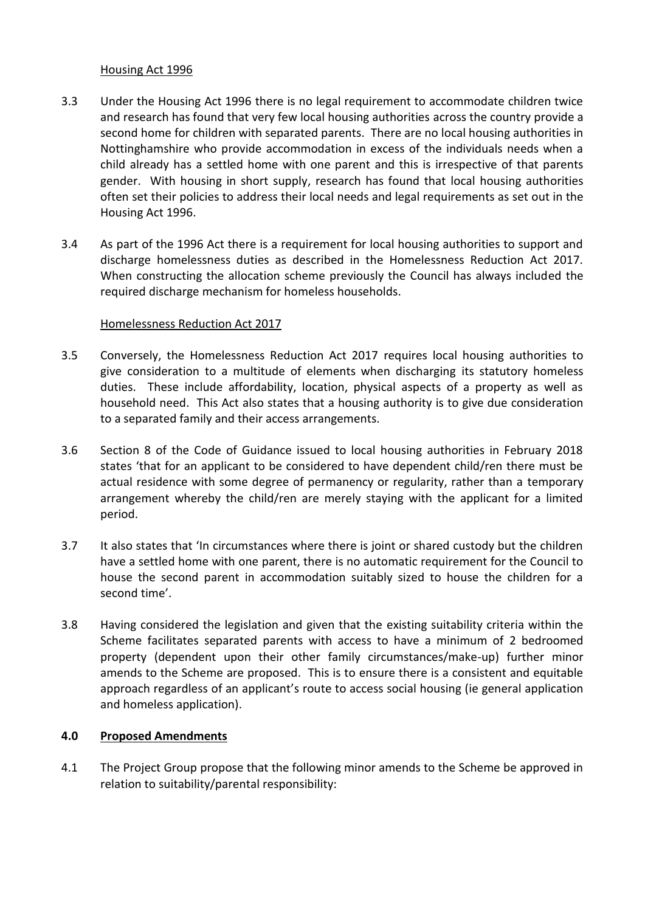Housing Act 1996

3.3 Under the Housing Act 1996 there is no legal requirement to accommodate children twice and research has found that very few local housing authorities across the country provide a second home for children with separated parents. There are no local housing authorities in Nottinghamshire who provide accommodation in excess of the individuals needs when a child already has a settled home with one parent and this is irrespective of that parents gender. With housing in short supply, research has found that local housing authorities often set their policies to address their local needs and legal requirements as set out in the Housing Act 1996.

3.4 As part of the 1996 Act there is a requirement for local housing authorities to support and discharge homelessness duties as described in the Homelessness Reduction Act 2017. When constructing the allocation scheme previously the Council has always included the required discharge mechanism for homeless households.

Homelessness Reduction Act 2017

3.5 Conversely, the Homelessness Reduction Act 2017 requires local housing authorities to give consideration to a multitude of elements when discharging its statutory homeless duties. These include affordability, location, physical aspects of a property as well as household need. This Act also states that a housing authority is to give due consideration to a separated family and their access arrangements.

3.6 Section 8 of the Code of Guidance issued to local housing authorities in February 2018 states 'that for an applicant to be considered to have dependent child/ren there must be actual residence with some degree of permanency or regularity, rather than a temporary arrangement whereby the child/ren are merely staying with the applicant for a limited period.

3.7 It also states that 'In circumstances where there is joint or shared custody but the children have a settled home with one parent, there is no automatic requirement for the Council to house the second parent in accommodation suitably sized to house the children for a second time'.

3.8 Having considered the legislation and given that the existing suitability criteria within the Scheme facilitates separated parents with access to have a minimum of 2 bedroomed property (dependent upon their other family circumstances/make-up) further minor amends to the Scheme are proposed. This is to ensure there is a consistent and equitable approach regardless of an applicant's route to access social housing (ie general application and homeless application).

## 4.0 Proposed Amendments

4.1 The Project Group propose that the following minor amends to the Scheme be approved in relation to suitability/parental responsibility: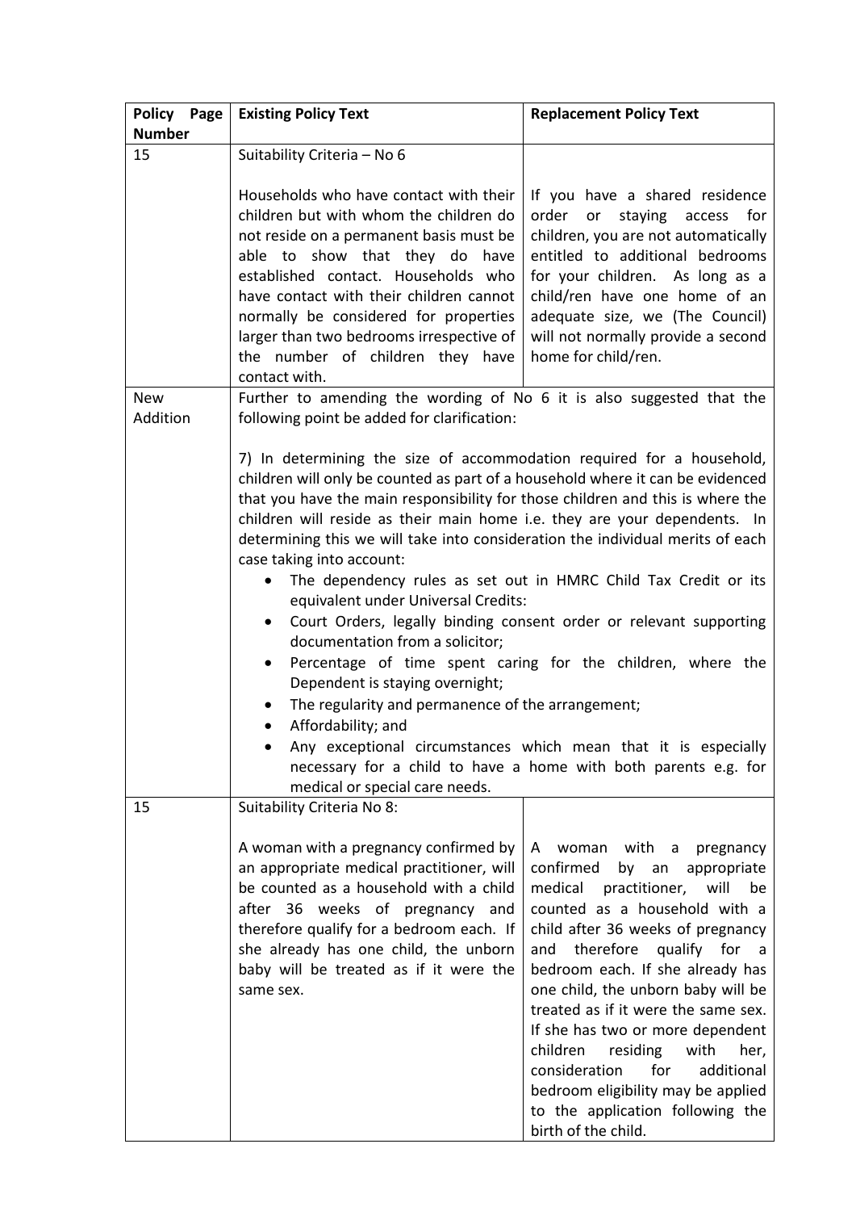| Policy Page Number | Existing Policy Text | Replacement Policy Text |
|---|---|---|
| 15 | Suitability Criteria – No 6<br><br>Households who have contact with their children but with whom the children do not reside on a permanent basis must be able to show that they do have established contact. Households who have contact with their children cannot normally be considered for properties larger than two bedrooms irrespective of the number of children they have contact with. | If you have a shared residence order or staying access for children, you are not automatically entitled to additional bedrooms for your children. As long as a child/ren have one home of an adequate size, we (The Council) will not normally provide a second home for child/ren. |
| New Addition | Further to amending the wording of No 6 it is also suggested that the following point be added for clarification:<br><br>7) In determining the size of accommodation required for a household, children will only be counted as part of a household where it can be evidenced that you have the main responsibility for those children and this is where the children will reside as their main home i.e. they are your dependents. In determining this we will take into consideration the individual merits of each case taking into account:<br>• The dependency rules as set out in HMRC Child Tax Credit or its equivalent under Universal Credits:<br>• Court Orders, legally binding consent order or relevant supporting documentation from a solicitor;<br>• Percentage of time spent caring for the children, where the Dependent is staying overnight;<br>• The regularity and permanence of the arrangement;<br>• Affordability; and<br>• Any exceptional circumstances which mean that it is especially necessary for a child to have a home with both parents e.g. for medical or special care needs. | |
| 15 | Suitability Criteria No 8:<br><br>A woman with a pregnancy confirmed by an appropriate medical practitioner, will be counted as a household with a child after 36 weeks of pregnancy and therefore qualify for a bedroom each. If she already has one child, the unborn baby will be treated as if it were the same sex. | A woman with a pregnancy confirmed by an appropriate medical practitioner, will be counted as a household with a child after 36 weeks of pregnancy and therefore qualify for a bedroom each. If she already has one child, the unborn baby will be treated as if it were the same sex. If she has two or more dependent children residing with her, consideration for additional bedroom eligibility may be applied to the application following the birth of the child. |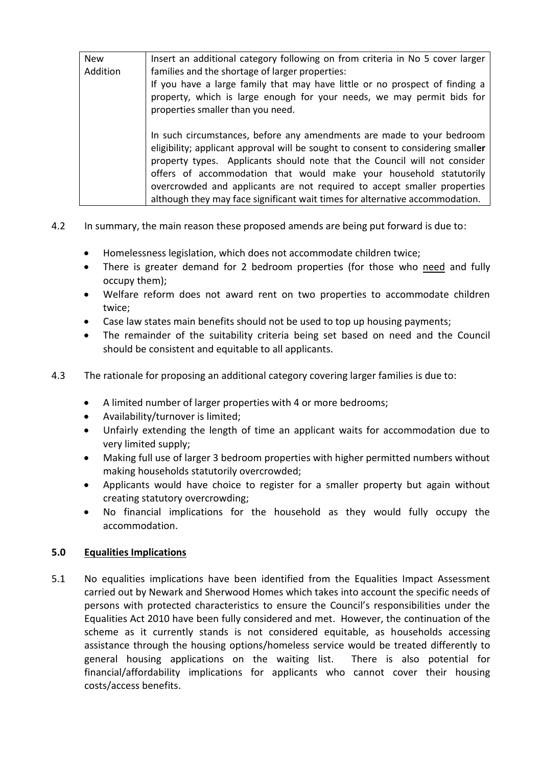| New Addition | Insert an additional category following on from criteria in No 5 cover larger families and the shortage of larger properties:<br>If you have a large family that may have little or no prospect of finding a property, which is large enough for your needs, we may permit bids for properties smaller than you need.<br><br>In such circumstances, before any amendments are made to your bedroom eligibility; applicant approval will be sought to consent to considering small**er** property types. Applicants should note that the Council will not consider offers of accommodation that would make your household statutorily overcrowded and applicants are not required to accept smaller properties although they may face significant wait times for alternative accommodation. |
|---|---|

4.2 In summary, the main reason these proposed amends are being put forward is due to:

- Homelessness legislation, which does not accommodate children twice;
- There is greater demand for 2 bedroom properties (for those who need and fully occupy them);
- Welfare reform does not award rent on two properties to accommodate children twice;
- Case law states main benefits should not be used to top up housing payments;
- The remainder of the suitability criteria being set based on need and the Council should be consistent and equitable to all applicants.

4.3 The rationale for proposing an additional category covering larger families is due to:

- A limited number of larger properties with 4 or more bedrooms;
- Availability/turnover is limited;
- Unfairly extending the length of time an applicant waits for accommodation due to very limited supply;
- Making full use of larger 3 bedroom properties with higher permitted numbers without making households statutorily overcrowded;
- Applicants would have choice to register for a smaller property but again without creating statutory overcrowding;
- No financial implications for the household as they would fully occupy the accommodation.

## 5.0 Equalities Implications

5.1 No equalities implications have been identified from the Equalities Impact Assessment carried out by Newark and Sherwood Homes which takes into account the specific needs of persons with protected characteristics to ensure the Council's responsibilities under the Equalities Act 2010 have been fully considered and met. However, the continuation of the scheme as it currently stands is not considered equitable, as households accessing assistance through the housing options/homeless service would be treated differently to general housing applications on the waiting list. There is also potential for financial/affordability implications for applicants who cannot cover their housing costs/access benefits.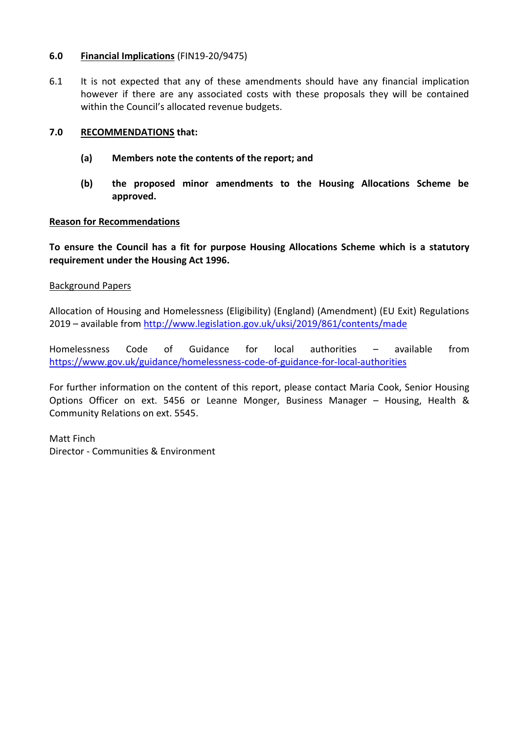**6.0 <u>Financial Implications</u>** (FIN19-20/9475)

6.1 It is not expected that any of these amendments should have any financial implication however if there are any associated costs with these proposals they will be contained within the Council's allocated revenue budgets.

**7.0 <u>RECOMMENDATIONS</u> that:**

**(a) Members note the contents of the report; and**

**(b) the proposed minor amendments to the Housing Allocations Scheme be approved.**

**<u>Reason for Recommendations</u>**

**To ensure the Council has a fit for purpose Housing Allocations Scheme which is a statutory requirement under the Housing Act 1996.**

<u>Background Papers</u>

Allocation of Housing and Homelessness (Eligibility) (England) (Amendment) (EU Exit) Regulations 2019 – available from http://www.legislation.gov.uk/uksi/2019/861/contents/made

Homelessness Code of Guidance for local authorities – available from https://www.gov.uk/guidance/homelessness-code-of-guidance-for-local-authorities

For further information on the content of this report, please contact Maria Cook, Senior Housing Options Officer on ext. 5456 or Leanne Monger, Business Manager – Housing, Health & Community Relations on ext. 5545.

Matt Finch
Director - Communities & Environment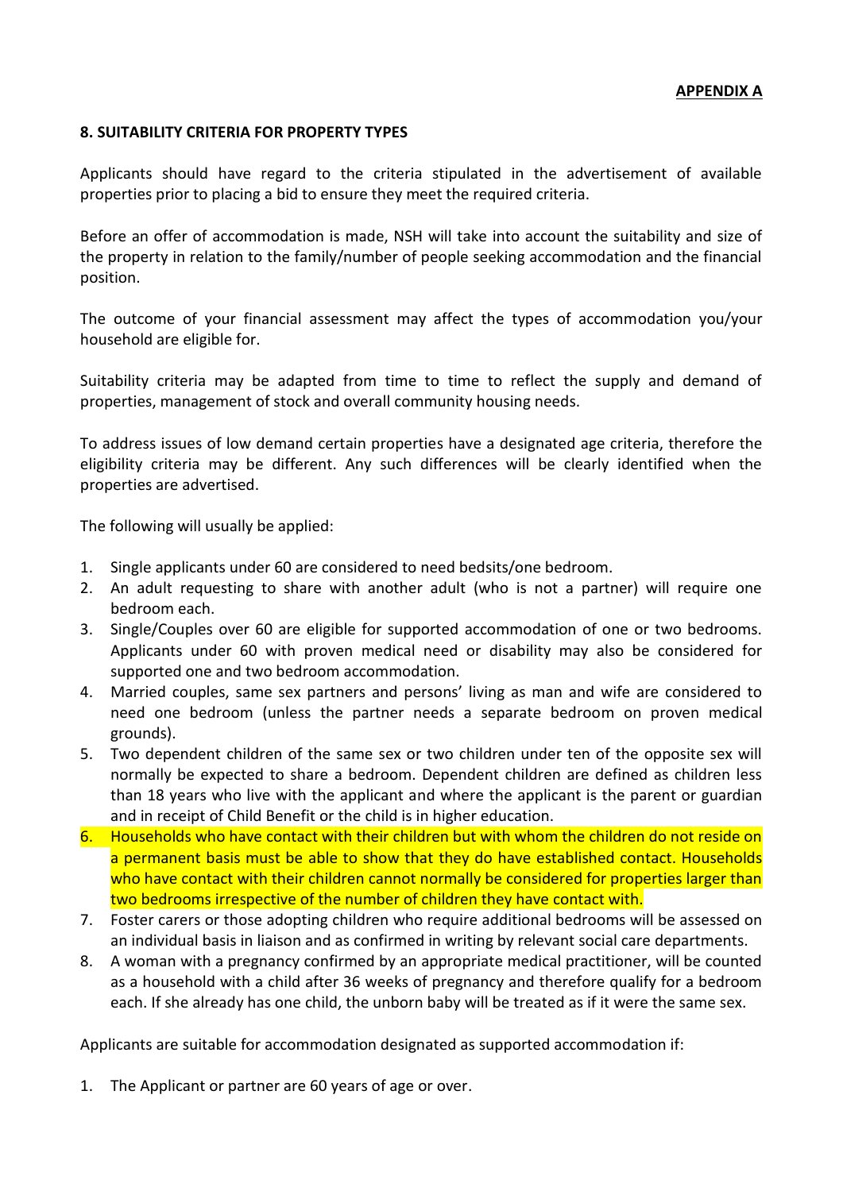**APPENDIX A**

**8. SUITABILITY CRITERIA FOR PROPERTY TYPES**

Applicants should have regard to the criteria stipulated in the advertisement of available properties prior to placing a bid to ensure they meet the required criteria.

Before an offer of accommodation is made, NSH will take into account the suitability and size of the property in relation to the family/number of people seeking accommodation and the financial position.

The outcome of your financial assessment may affect the types of accommodation you/your household are eligible for.

Suitability criteria may be adapted from time to time to reflect the supply and demand of properties, management of stock and overall community housing needs.

To address issues of low demand certain properties have a designated age criteria, therefore the eligibility criteria may be different. Any such differences will be clearly identified when the properties are advertised.

The following will usually be applied:

1. Single applicants under 60 are considered to need bedsits/one bedroom.
2. An adult requesting to share with another adult (who is not a partner) will require one bedroom each.
3. Single/Couples over 60 are eligible for supported accommodation of one or two bedrooms. Applicants under 60 with proven medical need or disability may also be considered for supported one and two bedroom accommodation.
4. Married couples, same sex partners and persons' living as man and wife are considered to need one bedroom (unless the partner needs a separate bedroom on proven medical grounds).
5. Two dependent children of the same sex or two children under ten of the opposite sex will normally be expected to share a bedroom. Dependent children are defined as children less than 18 years who live with the applicant and where the applicant is the parent or guardian and in receipt of Child Benefit or the child is in higher education.
6. Households who have contact with their children but with whom the children do not reside on a permanent basis must be able to show that they do have established contact. Households who have contact with their children cannot normally be considered for properties larger than two bedrooms irrespective of the number of children they have contact with.
7. Foster carers or those adopting children who require additional bedrooms will be assessed on an individual basis in liaison and as confirmed in writing by relevant social care departments.
8. A woman with a pregnancy confirmed by an appropriate medical practitioner, will be counted as a household with a child after 36 weeks of pregnancy and therefore qualify for a bedroom each. If she already has one child, the unborn baby will be treated as if it were the same sex.

Applicants are suitable for accommodation designated as supported accommodation if:

1. The Applicant or partner are 60 years of age or over.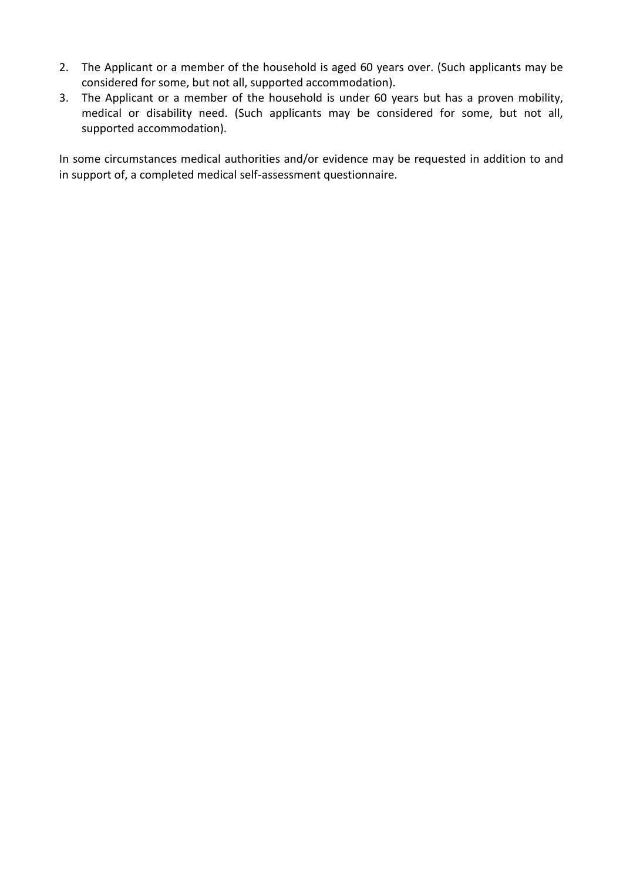2. The Applicant or a member of the household is aged 60 years over. (Such applicants may be considered for some, but not all, supported accommodation).
3. The Applicant or a member of the household is under 60 years but has a proven mobility, medical or disability need. (Such applicants may be considered for some, but not all, supported accommodation).

In some circumstances medical authorities and/or evidence may be requested in addition to and in support of, a completed medical self-assessment questionnaire.